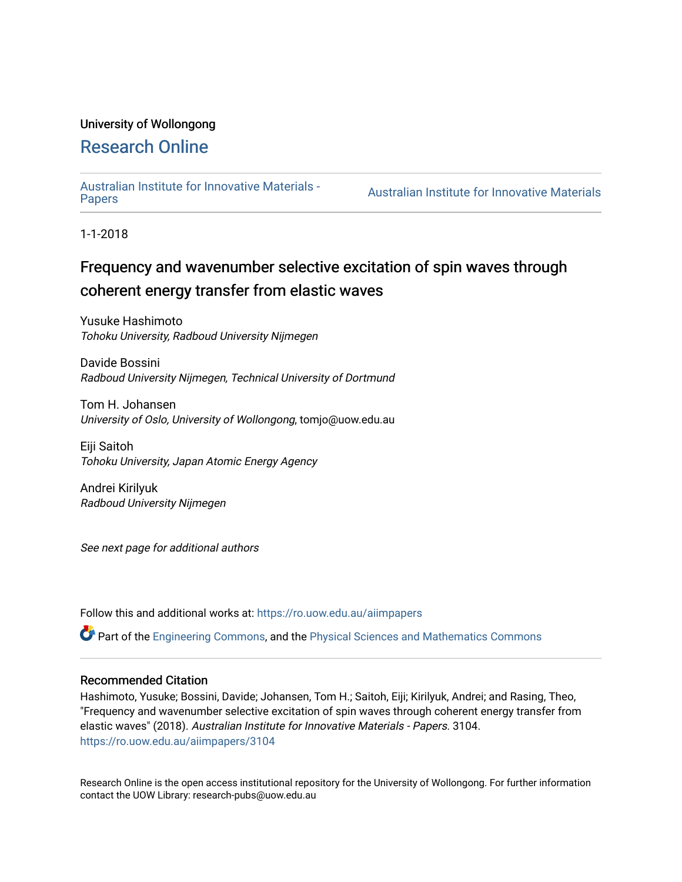University of Wollongong

# Research Online

Australian Institute for Innovative Materials - Papers | Australian Institute for Innovative Materials

1-1-2018

## Frequency and wavenumber selective excitation of spin waves through coherent energy transfer from elastic waves

Yusuke Hashimoto
*Tohoku University, Radboud University Nijmegen*

Davide Bossini
*Radboud University Nijmegen, Technical University of Dortmund*

Tom H. Johansen
*University of Oslo, University of Wollongong*, tomjo@uow.edu.au

Eiji Saitoh
*Tohoku University, Japan Atomic Energy Agency*

Andrei Kirilyuk
*Radboud University Nijmegen*

*See next page for additional authors*

Follow this and additional works at: https://ro.uow.edu.au/aiimpapers

Part of the Engineering Commons, and the Physical Sciences and Mathematics Commons

### Recommended Citation

Hashimoto, Yusuke; Bossini, Davide; Johansen, Tom H.; Saitoh, Eiji; Kirilyuk, Andrei; and Rasing, Theo, "Frequency and wavenumber selective excitation of spin waves through coherent energy transfer from elastic waves" (2018). *Australian Institute for Innovative Materials - Papers*. 3104.
https://ro.uow.edu.au/aiimpapers/3104

Research Online is the open access institutional repository for the University of Wollongong. For further information contact the UOW Library: research-pubs@uow.edu.au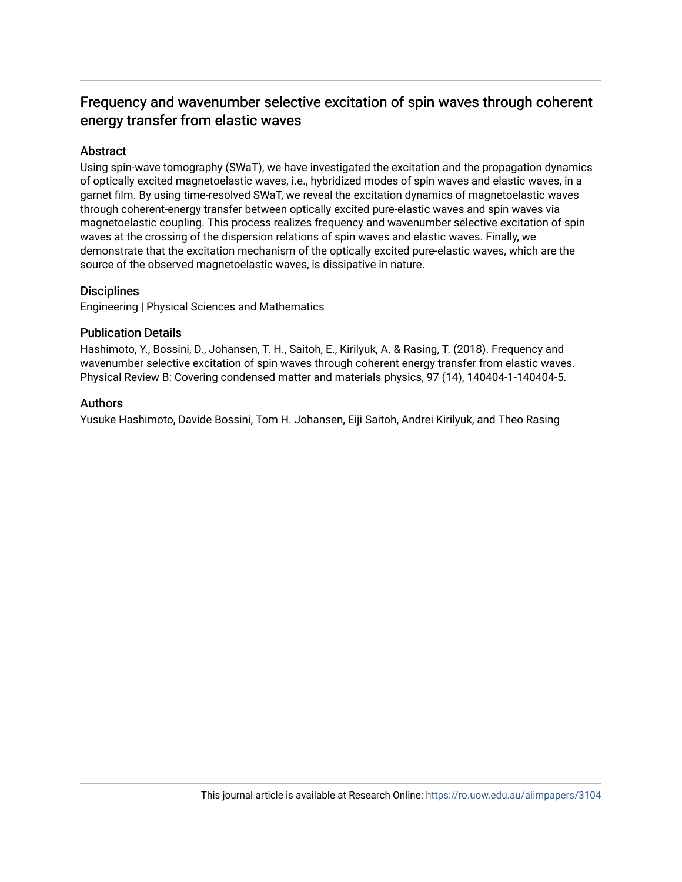# Frequency and wavenumber selective excitation of spin waves through coherent energy transfer from elastic waves

## Abstract

Using spin-wave tomography (SWaT), we have investigated the excitation and the propagation dynamics of optically excited magnetoelastic waves, i.e., hybridized modes of spin waves and elastic waves, in a garnet film. By using time-resolved SWaT, we reveal the excitation dynamics of magnetoelastic waves through coherent-energy transfer between optically excited pure-elastic waves and spin waves via magnetoelastic coupling. This process realizes frequency and wavenumber selective excitation of spin waves at the crossing of the dispersion relations of spin waves and elastic waves. Finally, we demonstrate that the excitation mechanism of the optically excited pure-elastic waves, which are the source of the observed magnetoelastic waves, is dissipative in nature.

## Disciplines

Engineering | Physical Sciences and Mathematics

## Publication Details

Hashimoto, Y., Bossini, D., Johansen, T. H., Saitoh, E., Kirilyuk, A. & Rasing, T. (2018). Frequency and wavenumber selective excitation of spin waves through coherent energy transfer from elastic waves. Physical Review B: Covering condensed matter and materials physics, 97 (14), 140404-1-140404-5.

## Authors

Yusuke Hashimoto, Davide Bossini, Tom H. Johansen, Eiji Saitoh, Andrei Kirilyuk, and Theo Rasing

This journal article is available at Research Online: https://ro.uow.edu.au/aiimpapers/3104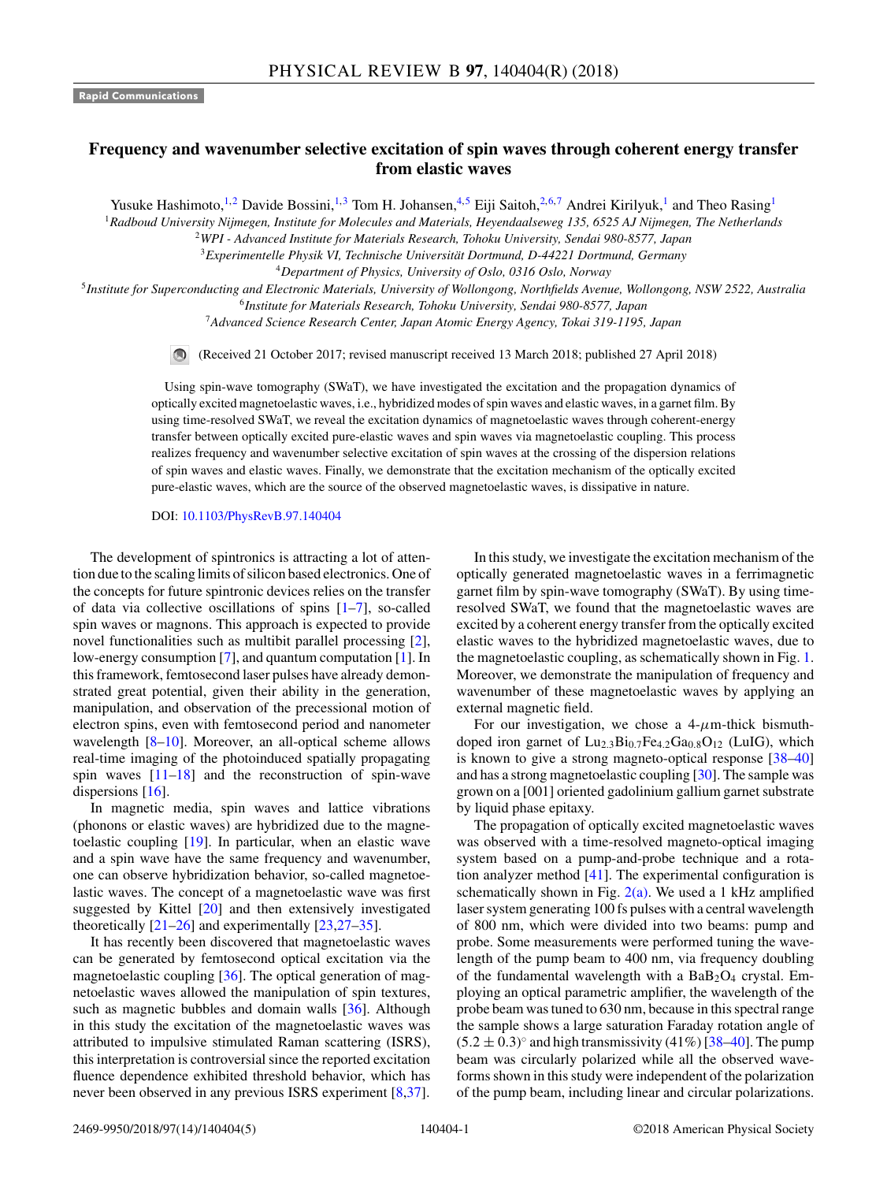Rapid Communications

# Frequency and wavenumber selective excitation of spin waves through coherent energy transfer from elastic waves

Yusuke Hashimoto,[1,2] Davide Bossini,[1,3] Tom H. Johansen,[4,5] Eiji Saitoh,[2,6,7] Andrei Kirilyuk,[1] and Theo Rasing[1]

[1]*Radboud University Nijmegen, Institute for Molecules and Materials, Heyendaalseweg 135, 6525 AJ Nijmegen, The Netherlands*
[2]*WPI - Advanced Institute for Materials Research, Tohoku University, Sendai 980-8577, Japan*
[3]*Experimentelle Physik VI, Technische Universität Dortmund, D-44221 Dortmund, Germany*
[4]*Department of Physics, University of Oslo, 0316 Oslo, Norway*
[5]*Institute for Superconducting and Electronic Materials, University of Wollongong, Northfields Avenue, Wollongong, NSW 2522, Australia*
[6]*Institute for Materials Research, Tohoku University, Sendai 980-8577, Japan*
[7]*Advanced Science Research Center, Japan Atomic Energy Agency, Tokai 319-1195, Japan*

(Received 21 October 2017; revised manuscript received 13 March 2018; published 27 April 2018)

Using spin-wave tomography (SWaT), we have investigated the excitation and the propagation dynamics of optically excited magnetoelastic waves, i.e., hybridized modes of spin waves and elastic waves, in a garnet film. By using time-resolved SWaT, we reveal the excitation dynamics of magnetoelastic waves through coherent-energy transfer between optically excited pure-elastic waves and spin waves via magnetoelastic coupling. This process realizes frequency and wavenumber selective excitation of spin waves at the crossing of the dispersion relations of spin waves and elastic waves. Finally, we demonstrate that the excitation mechanism of the optically excited pure-elastic waves, which are the source of the observed magnetoelastic waves, is dissipative in nature.

DOI: 10.1103/PhysRevB.97.140404

The development of spintronics is attracting a lot of attention due to the scaling limits of silicon based electronics. One of the concepts for future spintronic devices relies on the transfer of data via collective oscillations of spins [1–7], so-called spin waves or magnons. This approach is expected to provide novel functionalities such as multibit parallel processing [2], low-energy consumption [7], and quantum computation [1]. In this framework, femtosecond laser pulses have already demonstrated great potential, given their ability in the generation, manipulation, and observation of the precessional motion of electron spins, even with femtosecond period and nanometer wavelength [8–10]. Moreover, an all-optical scheme allows real-time imaging of the photoinduced spatially propagating spin waves [11–18] and the reconstruction of spin-wave dispersions [16].

In magnetic media, spin waves and lattice vibrations (phonons or elastic waves) are hybridized due to the magnetoelastic coupling [19]. In particular, when an elastic wave and a spin wave have the same frequency and wavenumber, one can observe hybridization behavior, so-called magnetoelastic waves. The concept of a magnetoelastic wave was first suggested by Kittel [20] and then extensively investigated theoretically [21–26] and experimentally [23,27–35].

It has recently been discovered that magnetoelastic waves can be generated by femtosecond optical excitation via the magnetoelastic coupling [36]. The optical generation of magnetoelastic waves allowed the manipulation of spin textures, such as magnetic bubbles and domain walls [36]. Although in this study the excitation of the magnetoelastic waves was attributed to impulsive stimulated Raman scattering (ISRS), this interpretation is controversial since the reported excitation fluence dependence exhibited threshold behavior, which has never been observed in any previous ISRS experiment [8,37].

In this study, we investigate the excitation mechanism of the optically generated magnetoelastic waves in a ferrimagnetic garnet film by spin-wave tomography (SWaT). By using time-resolved SWaT, we found that the magnetoelastic waves are excited by a coherent energy transfer from the optically excited elastic waves to the hybridized magnetoelastic waves, due to the magnetoelastic coupling, as schematically shown in Fig. 1. Moreover, we demonstrate the manipulation of frequency and wavenumber of these magnetoelastic waves by applying an external magnetic field.

For our investigation, we chose a 4-$\mu$m-thick bismuth-doped iron garnet of $Lu_{2.3}Bi_{0.7}Fe_{4.2}Ga_{0.8}O_{12}$ (LuIG), which is known to give a strong magneto-optical response [38–40] and has a strong magnetoelastic coupling [30]. The sample was grown on a [001] oriented gadolinium gallium garnet substrate by liquid phase epitaxy.

The propagation of optically excited magnetoelastic waves was observed with a time-resolved magneto-optical imaging system based on a pump-and-probe technique and a rotation analyzer method [41]. The experimental configuration is schematically shown in Fig. 2(a). We used a 1 kHz amplified laser system generating 100 fs pulses with a central wavelength of 800 nm, which were divided into two beams: pump and probe. Some measurements were performed tuning the wavelength of the pump beam to 400 nm, via frequency doubling of the fundamental wavelength with a $BaB_2O_4$ crystal. Employing an optical parametric amplifier, the wavelength of the probe beam was tuned to 630 nm, because in this spectral range the sample shows a large saturation Faraday rotation angle of $(5.2 \pm 0.3)^{\circ}$ and high transmissivity (41%) [38–40]. The pump beam was circularly polarized while all the observed waveforms shown in this study were independent of the polarization of the pump beam, including linear and circular polarizations.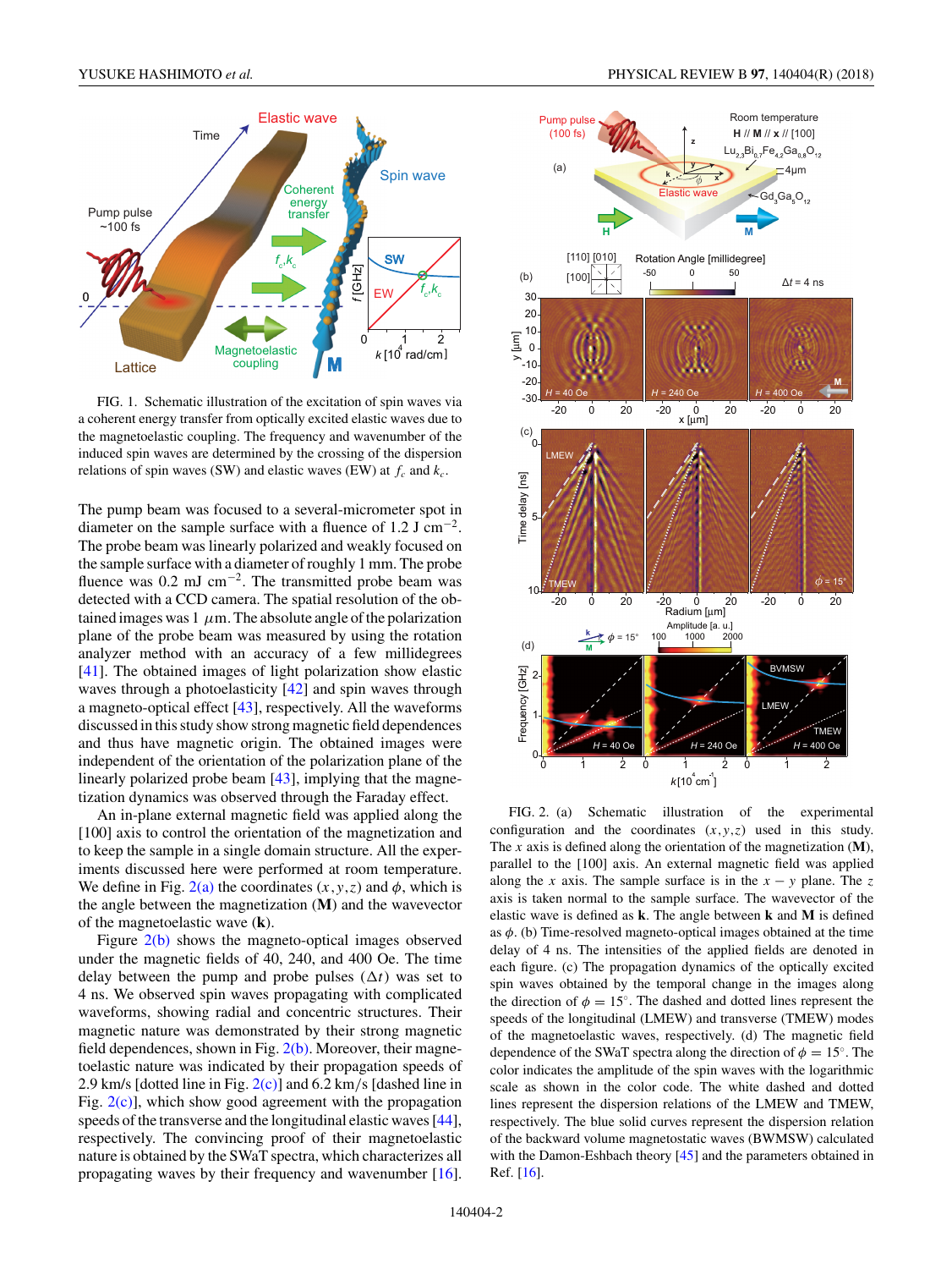FIG. 1. Schematic illustration of the excitation of spin waves via a coherent energy transfer from optically excited elastic waves due to the magnetoelastic coupling. The frequency and wavenumber of the induced spin waves are determined by the crossing of the dispersion relations of spin waves (SW) and elastic waves (EW) at $f_c$ and $k_c$.

The pump beam was focused to a several-micrometer spot in diameter on the sample surface with a fluence of 1.2 J cm$^{-2}$. The probe beam was linearly polarized and weakly focused on the sample surface with a diameter of roughly 1 mm. The probe fluence was 0.2 mJ cm$^{-2}$. The transmitted probe beam was detected with a CCD camera. The spatial resolution of the obtained images was 1 $\mu$m. The absolute angle of the polarization plane of the probe beam was measured by using the rotation analyzer method with an accuracy of a few millidegrees [41]. The obtained images of light polarization show elastic waves through a photoelasticity [42] and spin waves through a magneto-optical effect [43], respectively. All the waveforms discussed in this study show strong magnetic field dependences and thus have magnetic origin. The obtained images were independent of the orientation of the polarization plane of the linearly polarized probe beam [43], implying that the magnetization dynamics was observed through the Faraday effect.

An in-plane external magnetic field was applied along the [100] axis to control the orientation of the magnetization and to keep the sample in a single domain structure. All the experiments discussed here were performed at room temperature. We define in Fig. 2(a) the coordinates $(x,y,z)$ and $\phi$, which is the angle between the magnetization (**M**) and the wavevector of the magnetoelastic wave (**k**).

Figure 2(b) shows the magneto-optical images observed under the magnetic fields of 40, 240, and 400 Oe. The time delay between the pump and probe pulses ($\Delta t$) was set to 4 ns. We observed spin waves propagating with complicated waveforms, showing radial and concentric structures. Their magnetic nature was demonstrated by their strong magnetic field dependences, shown in Fig. 2(b). Moreover, their magnetoelastic nature was indicated by their propagation speeds of 2.9 km/s [dotted line in Fig. 2(c)] and 6.2 km/s [dashed line in Fig. 2(c)], which show good agreement with the propagation speeds of the transverse and the longitudinal elastic waves [44], respectively. The convincing proof of their magnetoelastic nature is obtained by the SWaT spectra, which characterizes all propagating waves by their frequency and wavenumber [16].

FIG. 2. (a) Schematic illustration of the experimental configuration and the coordinates $(x,y,z)$ used in this study. The $x$ axis is defined along the orientation of the magnetization (**M**), parallel to the [100] axis. An external magnetic field was applied along the $x$ axis. The sample surface is in the $x-y$ plane. The $z$ axis is taken normal to the sample surface. The wavevector of the elastic wave is defined as **k**. The angle between **k** and **M** is defined as $\phi$. (b) Time-resolved magneto-optical images obtained at the time delay of 4 ns. The intensities of the applied fields are denoted in each figure. (c) The propagation dynamics of the optically excited spin waves obtained by the temporal change in the images along the direction of $\phi = 15^{\circ}$. The dashed and dotted lines represent the speeds of the longitudinal (LMEW) and transverse (TMEW) modes of the magnetoelastic waves, respectively. (d) The magnetic field dependence of the SWaT spectra along the direction of $\phi = 15^{\circ}$. The color indicates the amplitude of the spin waves with the logarithmic scale as shown in the color code. The white dashed and dotted lines represent the dispersion relations of the LMEW and TMEW, respectively. The blue solid curves represent the dispersion relation of the backward volume magnetostatic waves (BWMSW) calculated with the Damon-Eshbach theory [45] and the parameters obtained in Ref. [16].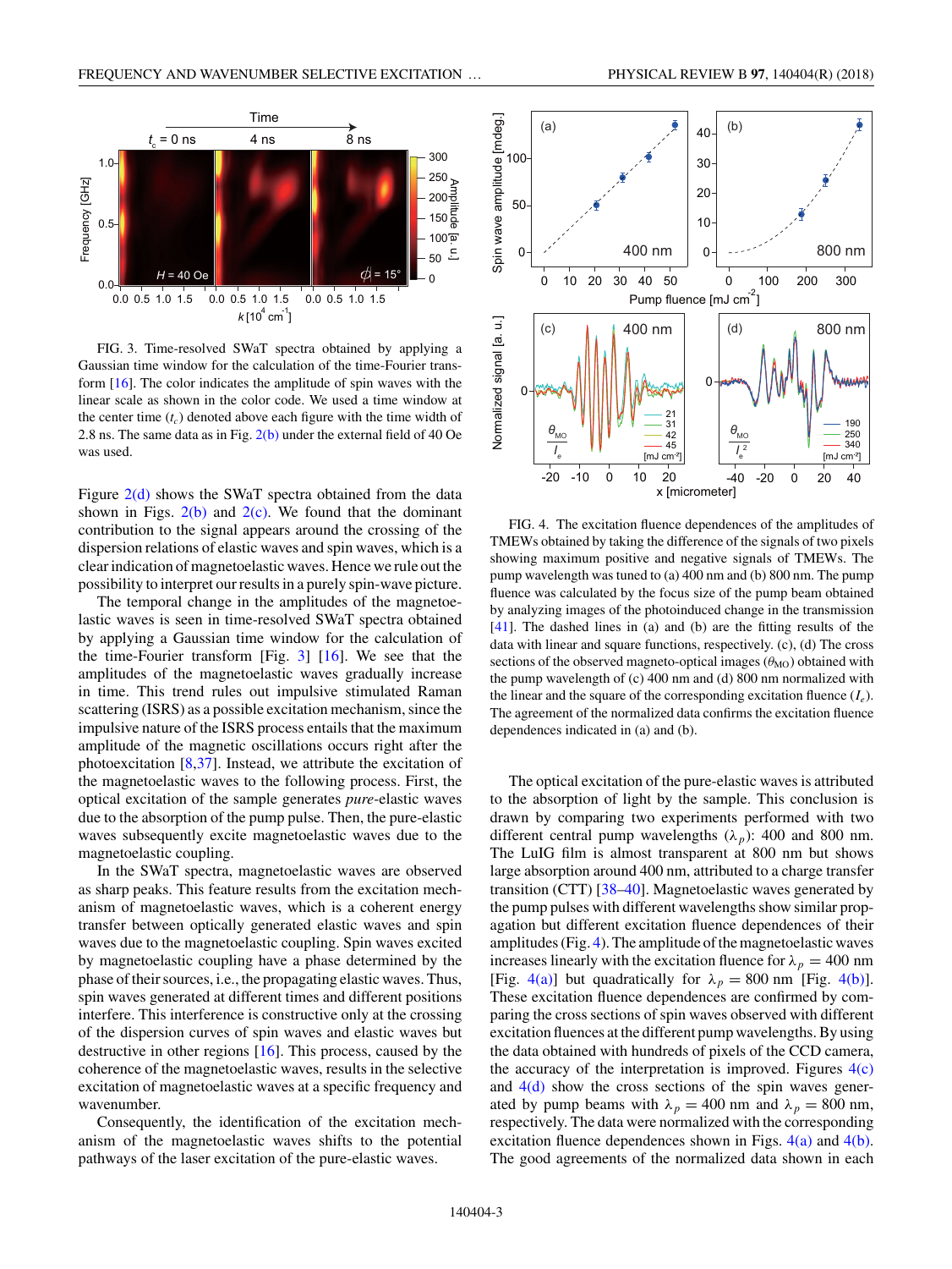FIG. 3. Time-resolved SWaT spectra obtained by applying a Gaussian time window for the calculation of the time-Fourier transform [16]. The color indicates the amplitude of spin waves with the linear scale as shown in the color code. We used a time window at the center time ($t_c$) denoted above each figure with the time width of 2.8 ns. The same data as in Fig. 2(b) under the external field of 40 Oe was used.

Figure 2(d) shows the SWaT spectra obtained from the data shown in Figs. 2(b) and 2(c). We found that the dominant contribution to the signal appears around the crossing of the dispersion relations of elastic waves and spin waves, which is a clear indication of magnetoelastic waves. Hence we rule out the possibility to interpret our results in a purely spin-wave picture.

The temporal change in the amplitudes of the magnetoelastic waves is seen in time-resolved SWaT spectra obtained by applying a Gaussian time window for the calculation of the time-Fourier transform [Fig. 3] [16]. We see that the amplitudes of the magnetoelastic waves gradually increase in time. This trend rules out impulsive stimulated Raman scattering (ISRS) as a possible excitation mechanism, since the impulsive nature of the ISRS process entails that the maximum amplitude of the magnetic oscillations occurs right after the photoexcitation [8,37]. Instead, we attribute the excitation of the magnetoelastic waves to the following process. First, the optical excitation of the sample generates *pure*-elastic waves due to the absorption of the pump pulse. Then, the pure-elastic waves subsequently excite magnetoelastic waves due to the magnetoelastic coupling.

In the SWaT spectra, magnetoelastic waves are observed as sharp peaks. This feature results from the excitation mechanism of magnetoelastic waves, which is a coherent energy transfer between optically generated elastic waves and spin waves due to the magnetoelastic coupling. Spin waves excited by magnetoelastic coupling have a phase determined by the phase of their sources, i.e., the propagating elastic waves. Thus, spin waves generated at different times and different positions interfere. This interference is constructive only at the crossing of the dispersion curves of spin waves and elastic waves but destructive in other regions [16]. This process, caused by the coherence of the magnetoelastic waves, results in the selective excitation of magnetoelastic waves at a specific frequency and wavenumber.

Consequently, the identification of the excitation mechanism of the magnetoelastic waves shifts to the potential pathways of the laser excitation of the pure-elastic waves.

FIG. 4. The excitation fluence dependences of the amplitudes of TMEWs obtained by taking the difference of the signals of two pixels showing maximum positive and negative signals of TMEWs. The pump wavelength was tuned to (a) 400 nm and (b) 800 nm. The pump fluence was calculated by the focus size of the pump beam obtained by analyzing images of the photoinduced change in the transmission [41]. The dashed lines in (a) and (b) are the fitting results of the data with linear and square functions, respectively. (c), (d) The cross sections of the observed magneto-optical images ($\theta_{\rm MO}$) obtained with the pump wavelength of (c) 400 nm and (d) 800 nm normalized with the linear and the square of the corresponding excitation fluence ($I_e$). The agreement of the normalized data confirms the excitation fluence dependences indicated in (a) and (b).

The optical excitation of the pure-elastic waves is attributed to the absorption of light by the sample. This conclusion is drawn by comparing two experiments performed with two different central pump wavelengths ($\lambda_p$): 400 and 800 nm. The LuIG film is almost transparent at 800 nm but shows large absorption around 400 nm, attributed to a charge transfer transition (CTT) [38–40]. Magnetoelastic waves generated by the pump pulses with different wavelengths show similar propagation but different excitation fluence dependences of their amplitudes (Fig. 4). The amplitude of the magnetoelastic waves increases linearly with the excitation fluence for $\lambda_p = 400$ nm [Fig. 4(a)] but quadratically for $\lambda_p = 800$ nm [Fig. 4(b)]. These excitation fluence dependences are confirmed by comparing the cross sections of spin waves observed with different excitation fluences at the different pump wavelengths. By using the data obtained with hundreds of pixels of the CCD camera, the accuracy of the interpretation is improved. Figures 4(c) and 4(d) show the cross sections of the spin waves generated by pump beams with $\lambda_p = 400$ nm and $\lambda_p = 800$ nm, respectively. The data were normalized with the corresponding excitation fluence dependences shown in Figs. 4(a) and 4(b). The good agreements of the normalized data shown in each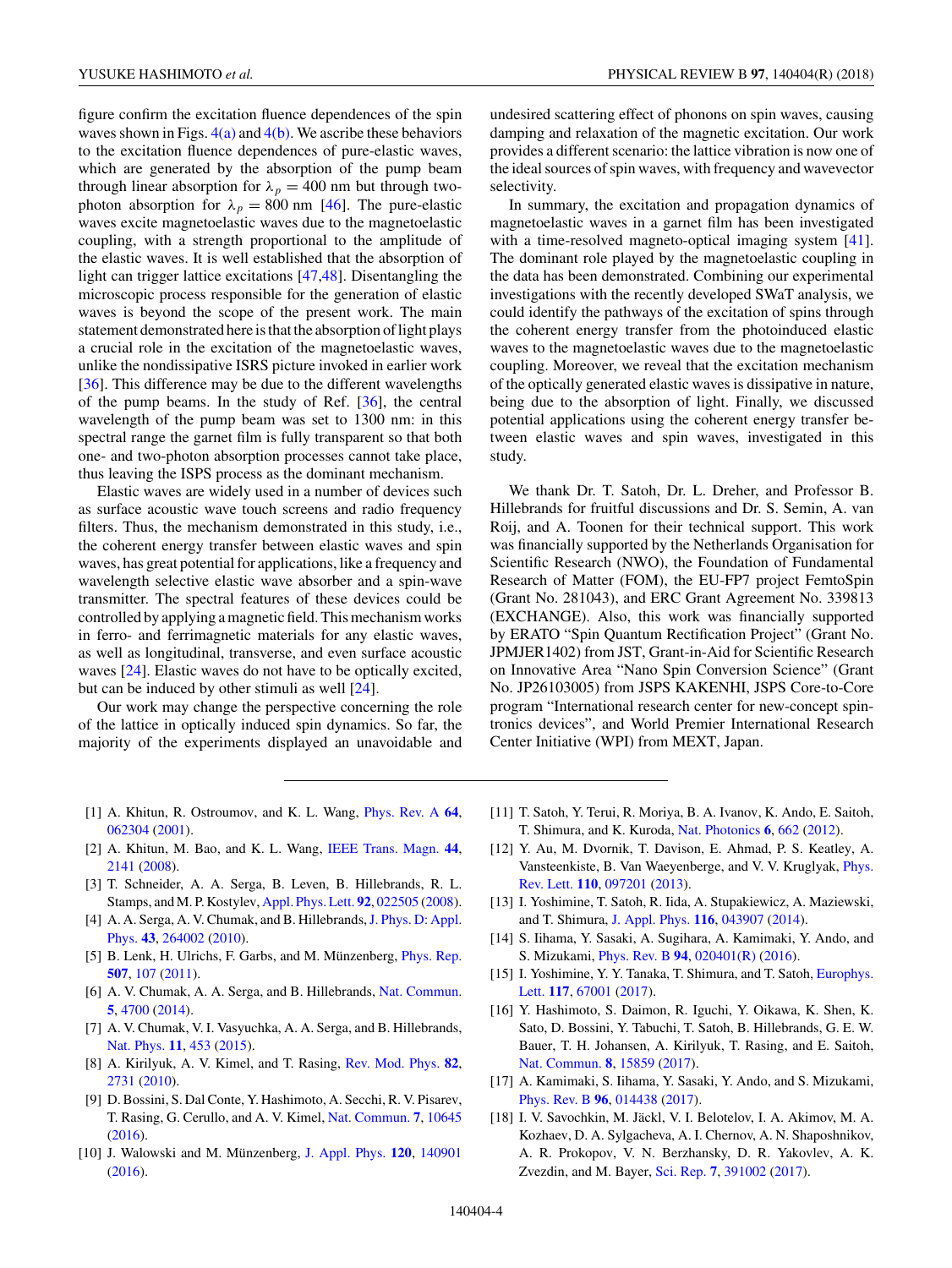figure confirm the excitation fluence dependences of the spin waves shown in Figs. 4(a) and 4(b). We ascribe these behaviors to the excitation fluence dependences of pure-elastic waves, which are generated by the absorption of the pump beam through linear absorption for $\lambda_p = 400$ nm but through two-photon absorption for $\lambda_p = 800$ nm [46]. The pure-elastic waves excite magnetoelastic waves due to the magnetoelastic coupling, with a strength proportional to the amplitude of the elastic waves. It is well established that the absorption of light can trigger lattice excitations [47,48]. Disentangling the microscopic process responsible for the generation of elastic waves is beyond the scope of the present work. The main statement demonstrated here is that the absorption of light plays a crucial role in the excitation of the magnetoelastic waves, unlike the nondissipative ISRS picture invoked in earlier work [36]. This difference may be due to the different wavelengths of the pump beams. In the study of Ref. [36], the central wavelength of the pump beam was set to 1300 nm: in this spectral range the garnet film is fully transparent so that both one- and two-photon absorption processes cannot take place, thus leaving the ISPS process as the dominant mechanism.

Elastic waves are widely used in a number of devices such as surface acoustic wave touch screens and radio frequency filters. Thus, the mechanism demonstrated in this study, i.e., the coherent energy transfer between elastic waves and spin waves, has great potential for applications, like a frequency and wavelength selective elastic wave absorber and a spin-wave transmitter. The spectral features of these devices could be controlled by applying a magnetic field. This mechanism works in ferro- and ferrimagnetic materials for any elastic waves, as well as longitudinal, transverse, and even surface acoustic waves [24]. Elastic waves do not have to be optically excited, but can be induced by other stimuli as well [24].

Our work may change the perspective concerning the role of the lattice in optically induced spin dynamics. So far, the majority of the experiments displayed an unavoidable and undesired scattering effect of phonons on spin waves, causing damping and relaxation of the magnetic excitation. Our work provides a different scenario: the lattice vibration is now one of the ideal sources of spin waves, with frequency and wavevector selectivity.

In summary, the excitation and propagation dynamics of magnetoelastic waves in a garnet film has been investigated with a time-resolved magneto-optical imaging system [41]. The dominant role played by the magnetoelastic coupling in the data has been demonstrated. Combining our experimental investigations with the recently developed SWaT analysis, we could identify the pathways of the excitation of spins through the coherent energy transfer from the photoinduced elastic waves to the magnetoelastic waves due to the magnetoelastic coupling. Moreover, we reveal that the excitation mechanism of the optically generated elastic waves is dissipative in nature, being due to the absorption of light. Finally, we discussed potential applications using the coherent energy transfer between elastic waves and spin waves, investigated in this study.

We thank Dr. T. Satoh, Dr. L. Dreher, and Professor B. Hillebrands for fruitful discussions and Dr. S. Semin, A. van Roij, and A. Toonen for their technical support. This work was financially supported by the Netherlands Organisation for Scientific Research (NWO), the Foundation of Fundamental Research of Matter (FOM), the EU-FP7 project FemtoSpin (Grant No. 281043), and ERC Grant Agreement No. 339813 (EXCHANGE). Also, this work was financially supported by ERATO "Spin Quantum Rectification Project" (Grant No. JPMJER1402) from JST, Grant-in-Aid for Scientific Research on Innovative Area "Nano Spin Conversion Science" (Grant No. JP26103005) from JSPS KAKENHI, JSPS Core-to-Core program "International research center for new-concept spintronics devices", and World Premier International Research Center Initiative (WPI) from MEXT, Japan.

---

[1] A. Khitun, R. Ostroumov, and K. L. Wang, Phys. Rev. A **64**, 062304 (2001).

[2] A. Khitun, M. Bao, and K. L. Wang, IEEE Trans. Magn. **44**, 2141 (2008).

[3] T. Schneider, A. A. Serga, B. Leven, B. Hillebrands, R. L. Stamps, and M. P. Kostylev, Appl. Phys. Lett. **92**, 022505 (2008).

[4] A. A. Serga, A. V. Chumak, and B. Hillebrands, J. Phys. D: Appl. Phys. **43**, 264002 (2010).

[5] B. Lenk, H. Ulrichs, F. Garbs, and M. Münzenberg, Phys. Rep. **507**, 107 (2011).

[6] A. V. Chumak, A. A. Serga, and B. Hillebrands, Nat. Commun. **5**, 4700 (2014).

[7] A. V. Chumak, V. I. Vasyuchka, A. A. Serga, and B. Hillebrands, Nat. Phys. **11**, 453 (2015).

[8] A. Kirilyuk, A. V. Kimel, and T. Rasing, Rev. Mod. Phys. **82**, 2731 (2010).

[9] D. Bossini, S. Dal Conte, Y. Hashimoto, A. Secchi, R. V. Pisarev, T. Rasing, G. Cerullo, and A. V. Kimel, Nat. Commun. **7**, 10645 (2016).

[10] J. Walowski and M. Münzenberg, J. Appl. Phys. **120**, 140901 (2016).

[11] T. Satoh, Y. Terui, R. Moriya, B. A. Ivanov, K. Ando, E. Saitoh, T. Shimura, and K. Kuroda, Nat. Photonics **6**, 662 (2012).

[12] Y. Au, M. Dvornik, T. Davison, E. Ahmad, P. S. Keatley, A. Vansteenkiste, B. Van Waeyenberge, and V. V. Kruglyak, Phys. Rev. Lett. **110**, 097201 (2013).

[13] I. Yoshimine, T. Satoh, R. Iida, A. Stupakiewicz, A. Maziewski, and T. Shimura, J. Appl. Phys. **116**, 043907 (2014).

[14] S. Iihama, Y. Sasaki, A. Sugihara, A. Kamimaki, Y. Ando, and S. Mizukami, Phys. Rev. B **94**, 020401(R) (2016).

[15] I. Yoshimine, Y. Y. Tanaka, T. Shimura, and T. Satoh, Europhys. Lett. **117**, 67001 (2017).

[16] Y. Hashimoto, S. Daimon, R. Iguchi, Y. Oikawa, K. Shen, K. Sato, D. Bossini, Y. Tabuchi, T. Satoh, B. Hillebrands, G. E. W. Bauer, T. H. Johansen, A. Kirilyuk, T. Rasing, and E. Saitoh, Nat. Commun. **8**, 15859 (2017).

[17] A. Kamimaki, S. Iihama, Y. Sasaki, Y. Ando, and S. Mizukami, Phys. Rev. B **96**, 014438 (2017).

[18] I. V. Savochkin, M. Jäckl, V. I. Belotelov, I. A. Akimov, M. A. Kozhaev, D. A. Sylgacheva, A. I. Chernov, A. N. Shaposhnikov, A. R. Prokopov, V. N. Berzhansky, D. R. Yakovlev, A. K. Zvezdin, and M. Bayer, Sci. Rep. **7**, 391002 (2017).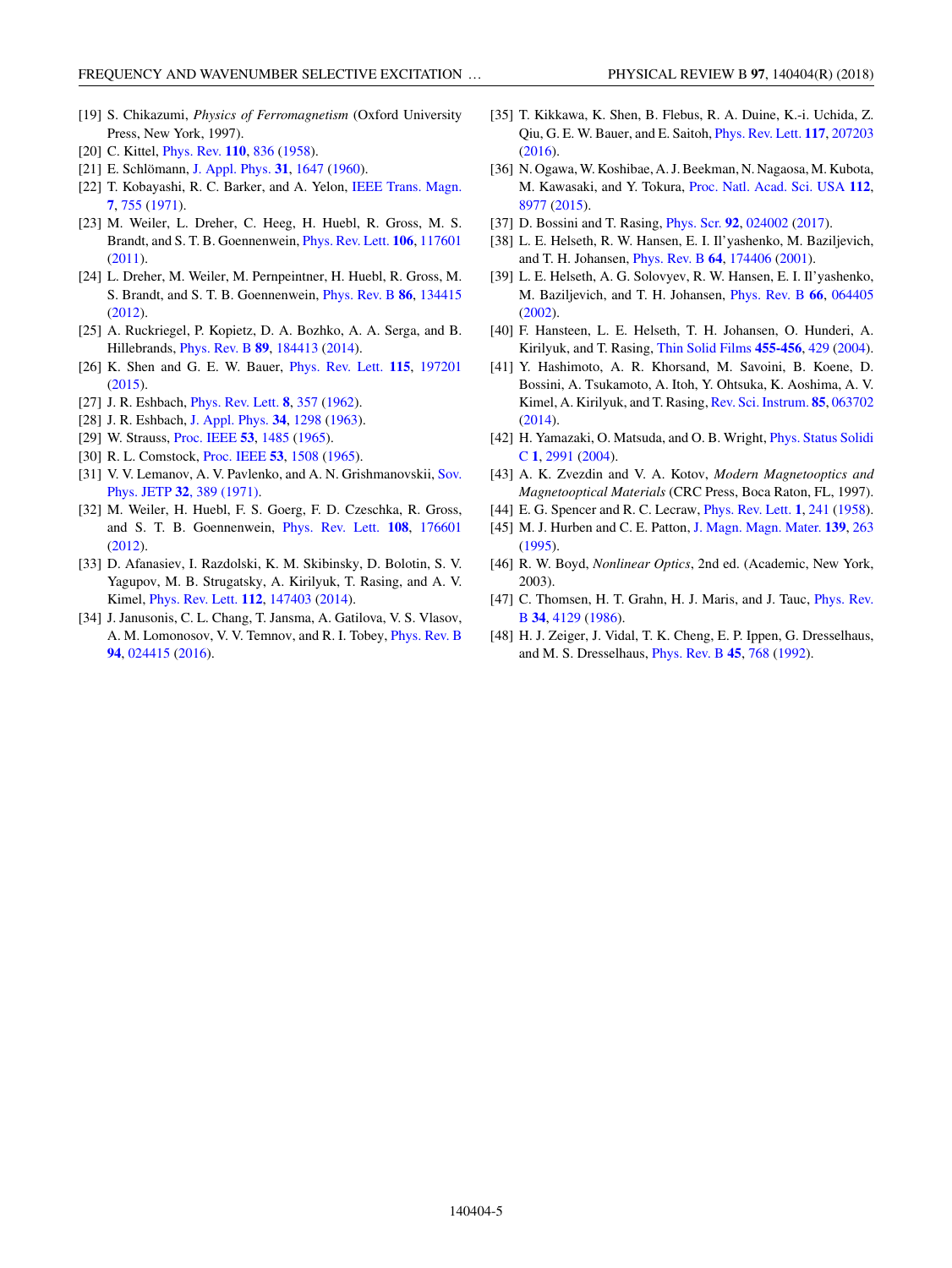[19] S. Chikazumi, *Physics of Ferromagnetism* (Oxford University Press, New York, 1997).

[20] C. Kittel, Phys. Rev. **110**, 836 (1958).

[21] E. Schlömann, J. Appl. Phys. **31**, 1647 (1960).

[22] T. Kobayashi, R. C. Barker, and A. Yelon, IEEE Trans. Magn. **7**, 755 (1971).

[23] M. Weiler, L. Dreher, C. Heeg, H. Huebl, R. Gross, M. S. Brandt, and S. T. B. Goennenwein, Phys. Rev. Lett. **106**, 117601 (2011).

[24] L. Dreher, M. Weiler, M. Pernpeintner, H. Huebl, R. Gross, M. S. Brandt, and S. T. B. Goennenwein, Phys. Rev. B **86**, 134415 (2012).

[25] A. Ruckriegel, P. Kopietz, D. A. Bozhko, A. A. Serga, and B. Hillebrands, Phys. Rev. B **89**, 184413 (2014).

[26] K. Shen and G. E. W. Bauer, Phys. Rev. Lett. **115**, 197201 (2015).

[27] J. R. Eshbach, Phys. Rev. Lett. **8**, 357 (1962).

[28] J. R. Eshbach, J. Appl. Phys. **34**, 1298 (1963).

[29] W. Strauss, Proc. IEEE **53**, 1485 (1965).

[30] R. L. Comstock, Proc. IEEE **53**, 1508 (1965).

[31] V. V. Lemanov, A. V. Pavlenko, and A. N. Grishmanovskii, Sov. Phys. JETP **32**, 389 (1971).

[32] M. Weiler, H. Huebl, F. S. Goerg, F. D. Czeschka, R. Gross, and S. T. B. Goennenwein, Phys. Rev. Lett. **108**, 176601 (2012).

[33] D. Afanasiev, I. Razdolski, K. M. Skibinsky, D. Bolotin, S. V. Yagupov, M. B. Strugatsky, A. Kirilyuk, T. Rasing, and A. V. Kimel, Phys. Rev. Lett. **112**, 147403 (2014).

[34] J. Janusonis, C. L. Chang, T. Jansma, A. Gatilova, V. S. Vlasov, A. M. Lomonosov, V. V. Temnov, and R. I. Tobey, Phys. Rev. B **94**, 024415 (2016).

[35] T. Kikkawa, K. Shen, B. Flebus, R. A. Duine, K.-i. Uchida, Z. Qiu, G. E. W. Bauer, and E. Saitoh, Phys. Rev. Lett. **117**, 207203 (2016).

[36] N. Ogawa, W. Koshibae, A. J. Beekman, N. Nagaosa, M. Kubota, M. Kawasaki, and Y. Tokura, Proc. Natl. Acad. Sci. USA **112**, 8977 (2015).

[37] D. Bossini and T. Rasing, Phys. Scr. **92**, 024002 (2017).

[38] L. E. Helseth, R. W. Hansen, E. I. Il'yashenko, M. Baziljevich, and T. H. Johansen, Phys. Rev. B **64**, 174406 (2001).

[39] L. E. Helseth, A. G. Solovyev, R. W. Hansen, E. I. Il'yashenko, M. Baziljevich, and T. H. Johansen, Phys. Rev. B **66**, 064405 (2002).

[40] F. Hansteen, L. E. Helseth, T. H. Johansen, O. Hunderi, A. Kirilyuk, and T. Rasing, Thin Solid Films **455-456**, 429 (2004).

[41] Y. Hashimoto, A. R. Khorsand, M. Savoini, B. Koene, D. Bossini, A. Tsukamoto, A. Itoh, Y. Ohtsuka, K. Aoshima, A. V. Kimel, A. Kirilyuk, and T. Rasing, Rev. Sci. Instrum. **85**, 063702 (2014).

[42] H. Yamazaki, O. Matsuda, and O. B. Wright, Phys. Status Solidi C **1**, 2991 (2004).

[43] A. K. Zvezdin and V. A. Kotov, *Modern Magnetooptics and Magnetooptical Materials* (CRC Press, Boca Raton, FL, 1997).

[44] E. G. Spencer and R. C. Lecraw, Phys. Rev. Lett. **1**, 241 (1958).

[45] M. J. Hurben and C. E. Patton, J. Magn. Magn. Mater. **139**, 263 (1995).

[46] R. W. Boyd, *Nonlinear Optics*, 2nd ed. (Academic, New York, 2003).

[47] C. Thomsen, H. T. Grahn, H. J. Maris, and J. Tauc, Phys. Rev. B **34**, 4129 (1986).

[48] H. J. Zeiger, J. Vidal, T. K. Cheng, E. P. Ippen, G. Dresselhaus, and M. S. Dresselhaus, Phys. Rev. B **45**, 768 (1992).